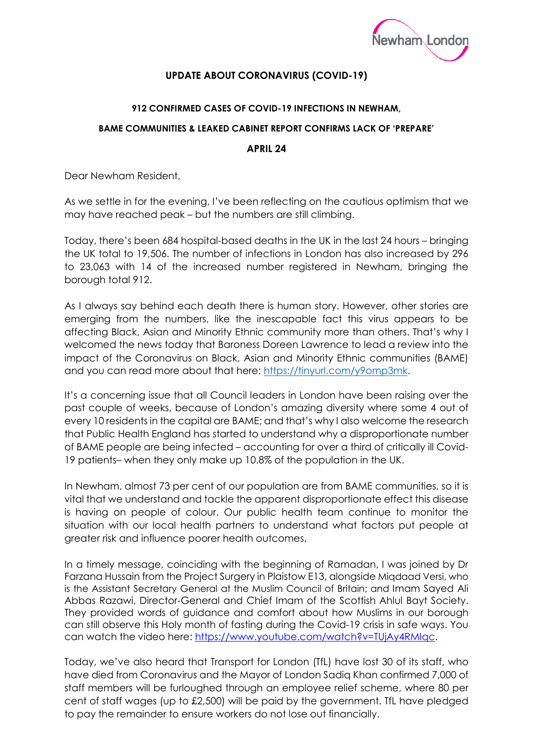Newham London

## UPDATE ABOUT CORONAVIRUS (COVID-19)

### 912 CONFIRMED CASES OF COVID-19 INFECTIONS IN NEWHAM,

### BAME COMMUNITIES & LEAKED CABINET REPORT CONFIRMS LACK OF 'PREPARE'

### APRIL 24

Dear Newham Resident,

As we settle in for the evening, I've been reflecting on the cautious optimism that we may have reached peak – but the numbers are still climbing.

Today, there's been 684 hospital-based deaths in the UK in the last 24 hours – bringing the UK total to 19,506. The number of infections in London has also increased by 296 to 23,063 with 14 of the increased number registered in Newham, bringing the borough total 912.

As I always say behind each death there is human story. However, other stories are emerging from the numbers, like the inescapable fact this virus appears to be affecting Black, Asian and Minority Ethnic community more than others. That's why I welcomed the news today that Baroness Doreen Lawrence to lead a review into the impact of the Coronavirus on Black, Asian and Minority Ethnic communities (BAME) and you can read more about that here: https://tinyurl.com/y9omp3mk.

It's a concerning issue that all Council leaders in London have been raising over the past couple of weeks, because of London's amazing diversity where some 4 out of every 10 residents in the capital are BAME; and that's why I also welcome the research that Public Health England has started to understand why a disproportionate number of BAME people are being infected – accounting for over a third of critically ill Covid-19 patients– when they only make up 10.8% of the population in the UK.

In Newham, almost 73 per cent of our population are from BAME communities, so it is vital that we understand and tackle the apparent disproportionate effect this disease is having on people of colour. Our public health team continue to monitor the situation with our local health partners to understand what factors put people at greater risk and influence poorer health outcomes.

In a timely message, coinciding with the beginning of Ramadan, I was joined by Dr Farzana Hussain from the Project Surgery in Plaistow E13, alongside Miqdaad Versi, who is the Assistant Secretary General at the Muslim Council of Britain; and Imam Sayed Ali Abbas Razawi, Director-General and Chief Imam of the Scottish Ahlul Bayt Society. They provided words of guidance and comfort about how Muslims in our borough can still observe this Holy month of fasting during the Covid-19 crisis in safe ways. You can watch the video here: https://www.youtube.com/watch?v=TUjAy4RMIqc.

Today, we've also heard that Transport for London (TfL) have lost 30 of its staff, who have died from Coronavirus and the Mayor of London Sadiq Khan confirmed 7,000 of staff members will be furloughed through an employee relief scheme, where 80 per cent of staff wages (up to £2,500) will be paid by the government. TfL have pledged to pay the remainder to ensure workers do not lose out financially.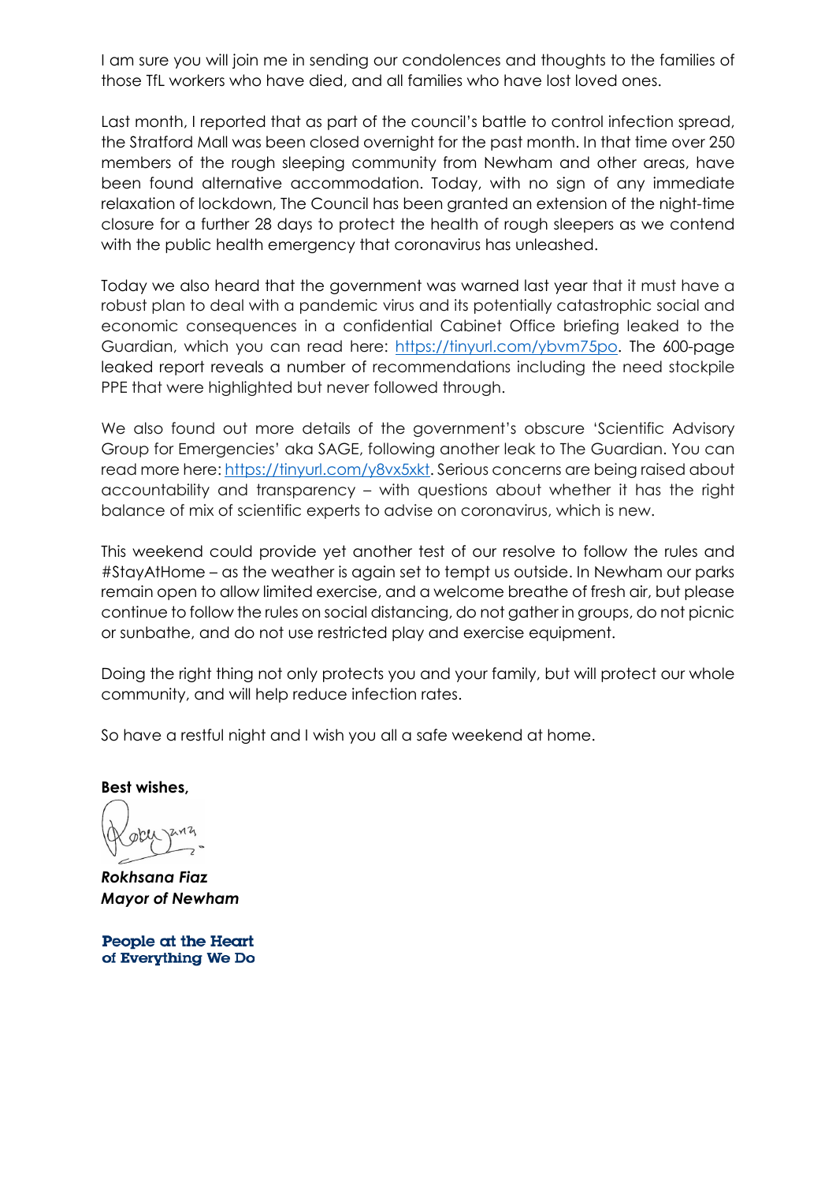I am sure you will join me in sending our condolences and thoughts to the families of those TfL workers who have died, and all families who have lost loved ones.

Last month, I reported that as part of the council's battle to control infection spread, the Stratford Mall was been closed overnight for the past month. In that time over 250 members of the rough sleeping community from Newham and other areas, have been found alternative accommodation. Today, with no sign of any immediate relaxation of lockdown, The Council has been granted an extension of the night-time closure for a further 28 days to protect the health of rough sleepers as we contend with the public health emergency that coronavirus has unleashed.

Today we also heard that the government was warned last year that it must have a robust plan to deal with a pandemic virus and its potentially catastrophic social and economic consequences in a confidential Cabinet Office briefing leaked to the Guardian, which you can read here: https://tinyurl.com/ybvm75po. The 600-page leaked report reveals a number of recommendations including the need stockpile PPE that were highlighted but never followed through.

We also found out more details of the government's obscure 'Scientific Advisory Group for Emergencies' aka SAGE, following another leak to The Guardian. You can read more here: https://tinyurl.com/y8vx5xkt. Serious concerns are being raised about accountability and transparency – with questions about whether it has the right balance of mix of scientific experts to advise on coronavirus, which is new.

This weekend could provide yet another test of our resolve to follow the rules and #StayAtHome – as the weather is again set to tempt us outside. In Newham our parks remain open to allow limited exercise, and a welcome breathe of fresh air, but please continue to follow the rules on social distancing, do not gather in groups, do not picnic or sunbathe, and do not use restricted play and exercise equipment.

Doing the right thing not only protects you and your family, but will protect our whole community, and will help reduce infection rates.

So have a restful night and I wish you all a safe weekend at home.

**Best wishes,**

***Rokhsana Fiaz***
***Mayor of Newham***

**People at the Heart of Everything We Do**